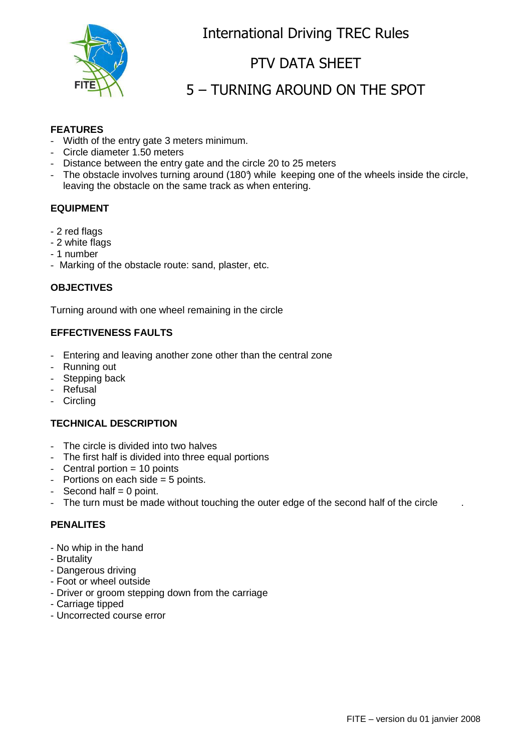# International Driving TREC Rules

## PTV DATA SHEET

## 5 – TURNING AROUND ON THE SPOT

**FEATURES**

- Width of the entry gate 3 meters minimum.
- Circle diameter 1.50 meters
- Distance between the entry gate and the circle 20 to 25 meters
- The obstacle involves turning around (180°) while keeping one of the wheels inside the circle, leaving the obstacle on the same track as when entering.

**EQUIPMENT**

- 2 red flags
- 2 white flags
- 1 number
- Marking of the obstacle route: sand, plaster, etc.

**OBJECTIVES**

Turning around with one wheel remaining in the circle

**EFFECTIVENESS FAULTS**

- Entering and leaving another zone other than the central zone
- Running out
- Stepping back
- Refusal
- Circling

**TECHNICAL DESCRIPTION**

- The circle is divided into two halves
- The first half is divided into three equal portions
- Central portion = 10 points
- Portions on each side = 5 points.
- Second half = 0 point.
- The turn must be made without touching the outer edge of the second half of the circle .

**PENALITES**

- No whip in the hand
- Brutality
- Dangerous driving
- Foot or wheel outside
- Driver or groom stepping down from the carriage
- Carriage tipped
- Uncorrected course error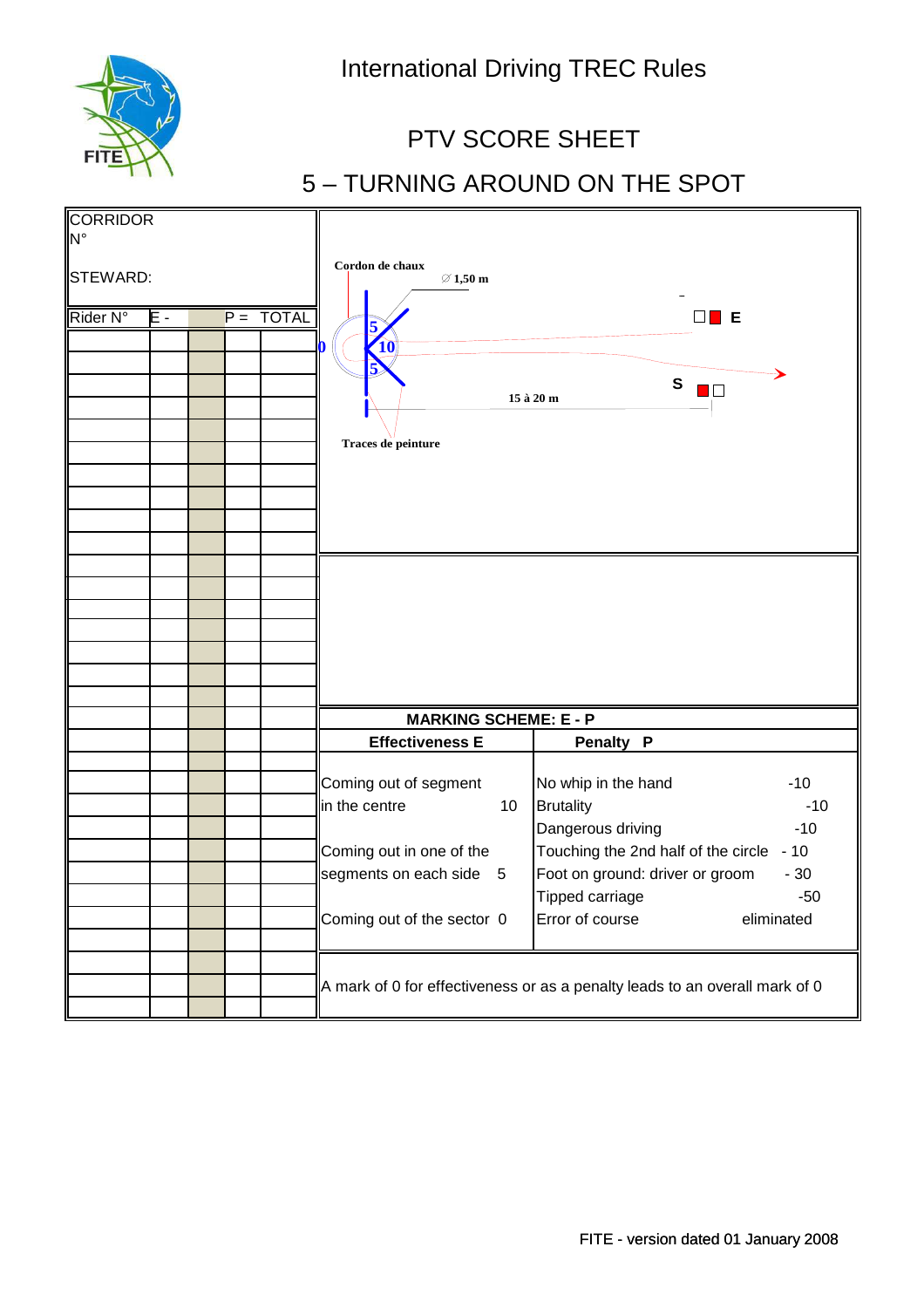# International Driving TREC Rules

## PTV SCORE SHEET

## 5 – TURNING AROUND ON THE SPOT

CORRIDOR N°

STEWARD:

| Rider N° | E - | | P = | TOTAL |
|---|---|---|---|---|
| | | | | |
| | | | | |
| | | | | |
| | | | | |
| | | | | |
| | | | | |
| | | | | |
| | | | | |
| | | | | |
| | | | | |
| | | | | |
| | | | | |
| | | | | |
| | | | | |
| | | | | |
| | | | | |
| | | | | |
| | | | | |
| | | | | |
| | | | | |
| | | | | |
| | | | | |
| | | | | |
| | | | | |
| | | | | |
| | | | | |
| | | | | |
| | | | | |
| | | | | |
| | | | | |
| | | | | |

Cordon de chaux

∅ 1,50 m

5

10

0

5

E

S

15 à 20 m

Traces de peinture

**MARKING SCHEME: E - P**

| Effectiveness E | | Penalty P | |
|---|---|---|---|
| Coming out of segment in the centre | 10 | No whip in the hand | -10 |
| | | Brutality | -10 |
| | | Dangerous driving | -10 |
| Coming out in one of the segments on each side | 5 | Touching the 2nd half of the circle | - 10 |
| | | Foot on ground: driver or groom | - 30 |
| | | Tipped carriage | -50 |
| Coming out of the sector | 0 | Error of course | eliminated |

A mark of 0 for effectiveness or as a penalty leads to an overall mark of 0

FITE - version dated 01 January 2008